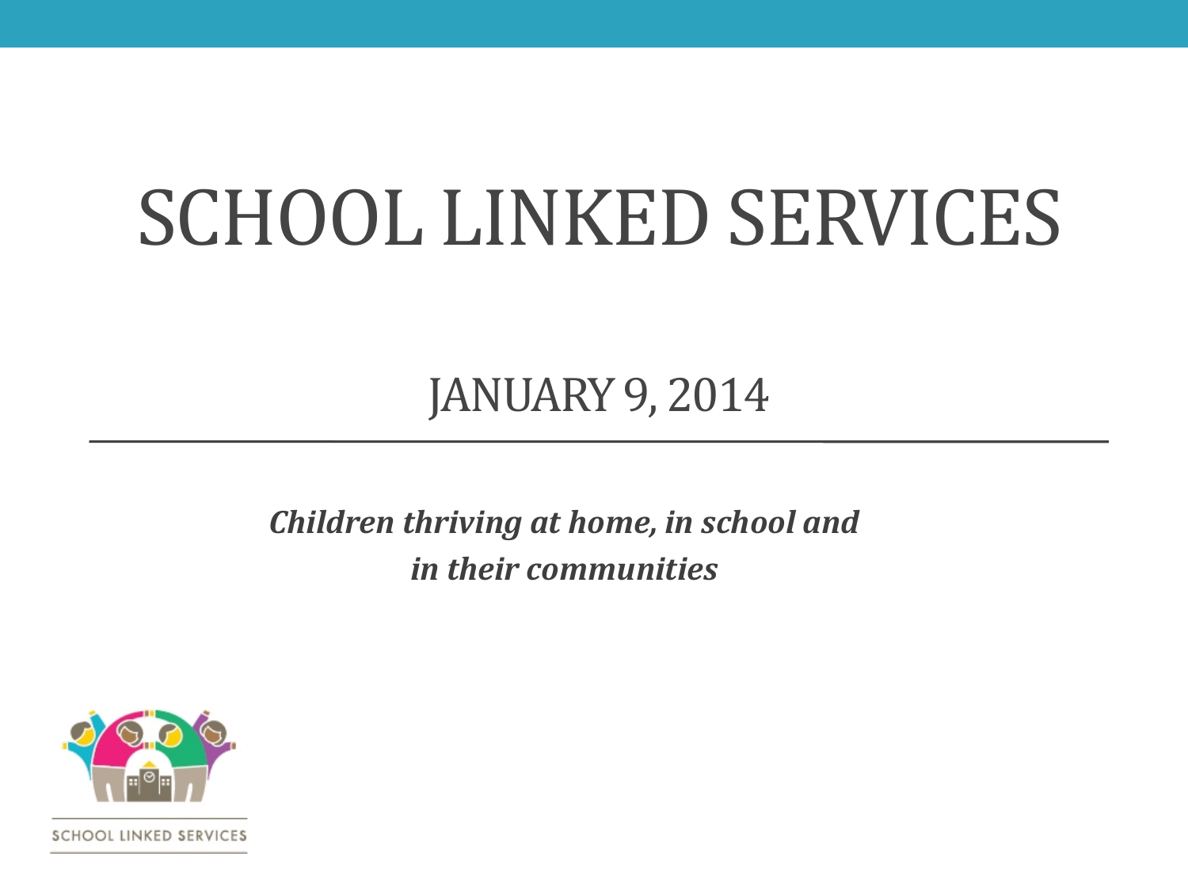# SCHOOL LINKED SERVICES

## JANUARY 9, 2014

---

***Children thriving at home, in school and in their communities***

SCHOOL LINKED SERVICES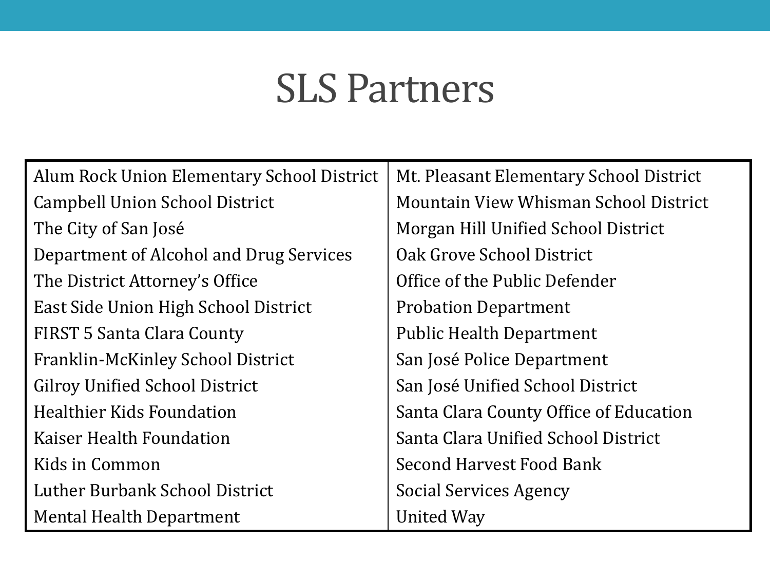# SLS Partners

| | |
|---|---|
| Alum Rock Union Elementary School District | Mt. Pleasant Elementary School District |
| Campbell Union School District | Mountain View Whisman School District |
| The City of San José | Morgan Hill Unified School District |
| Department of Alcohol and Drug Services | Oak Grove School District |
| The District Attorney's Office | Office of the Public Defender |
| East Side Union High School District | Probation Department |
| FIRST 5 Santa Clara County | Public Health Department |
| Franklin-McKinley School District | San José Police Department |
| Gilroy Unified School District | San José Unified School District |
| Healthier Kids Foundation | Santa Clara County Office of Education |
| Kaiser Health Foundation | Santa Clara Unified School District |
| Kids in Common | Second Harvest Food Bank |
| Luther Burbank School District | Social Services Agency |
| Mental Health Department | United Way |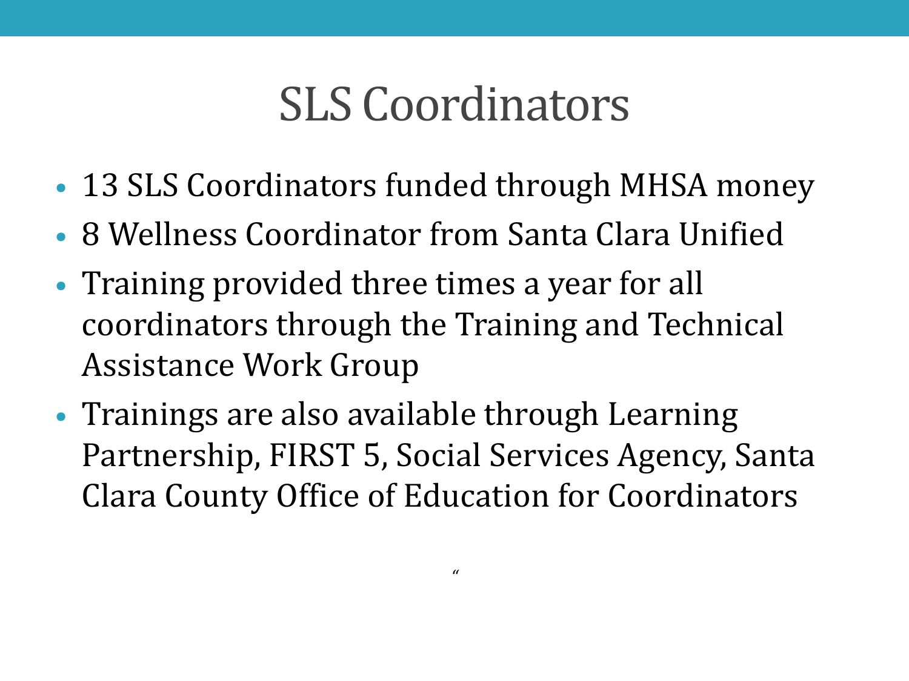# SLS Coordinators

- 13 SLS Coordinators funded through MHSA money
- 8 Wellness Coordinator from Santa Clara Unified
- Training provided three times a year for all coordinators through the Training and Technical Assistance Work Group
- Trainings are also available through Learning Partnership, FIRST 5, Social Services Agency, Santa Clara County Office of Education for Coordinators

"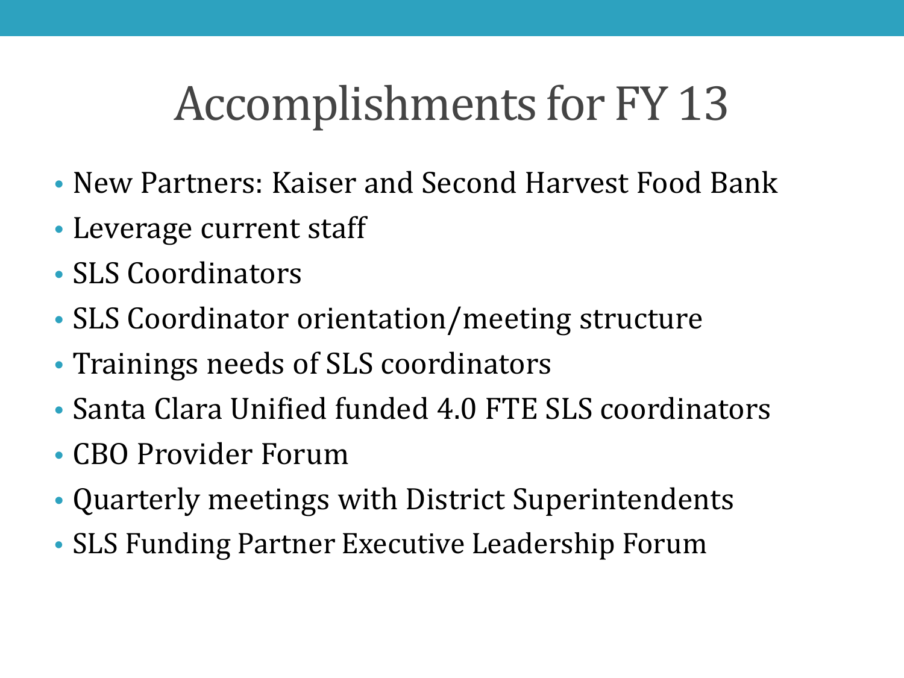# Accomplishments for FY 13

- New Partners: Kaiser and Second Harvest Food Bank
- Leverage current staff
- SLS Coordinators
- SLS Coordinator orientation/meeting structure
- Trainings needs of SLS coordinators
- Santa Clara Unified funded 4.0 FTE SLS coordinators
- CBO Provider Forum
- Quarterly meetings with District Superintendents
- SLS Funding Partner Executive Leadership Forum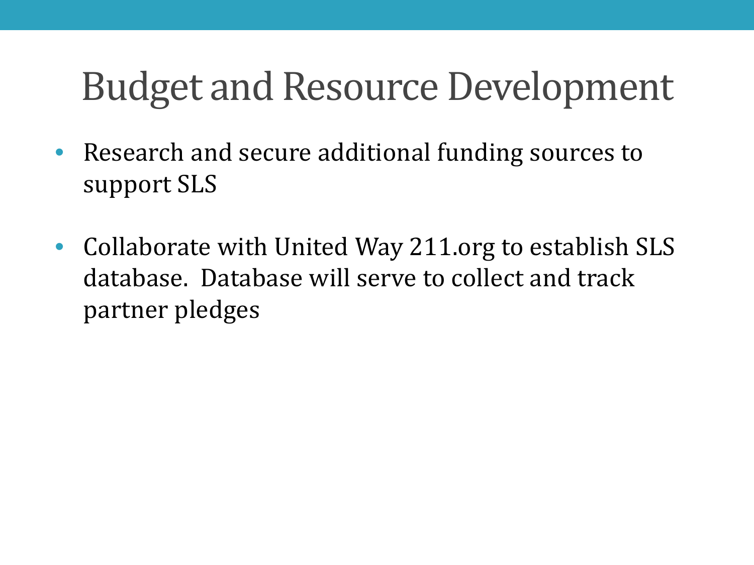# Budget and Resource Development

- Research and secure additional funding sources to support SLS

- Collaborate with United Way 211.org to establish SLS database.  Database will serve to collect and track partner pledges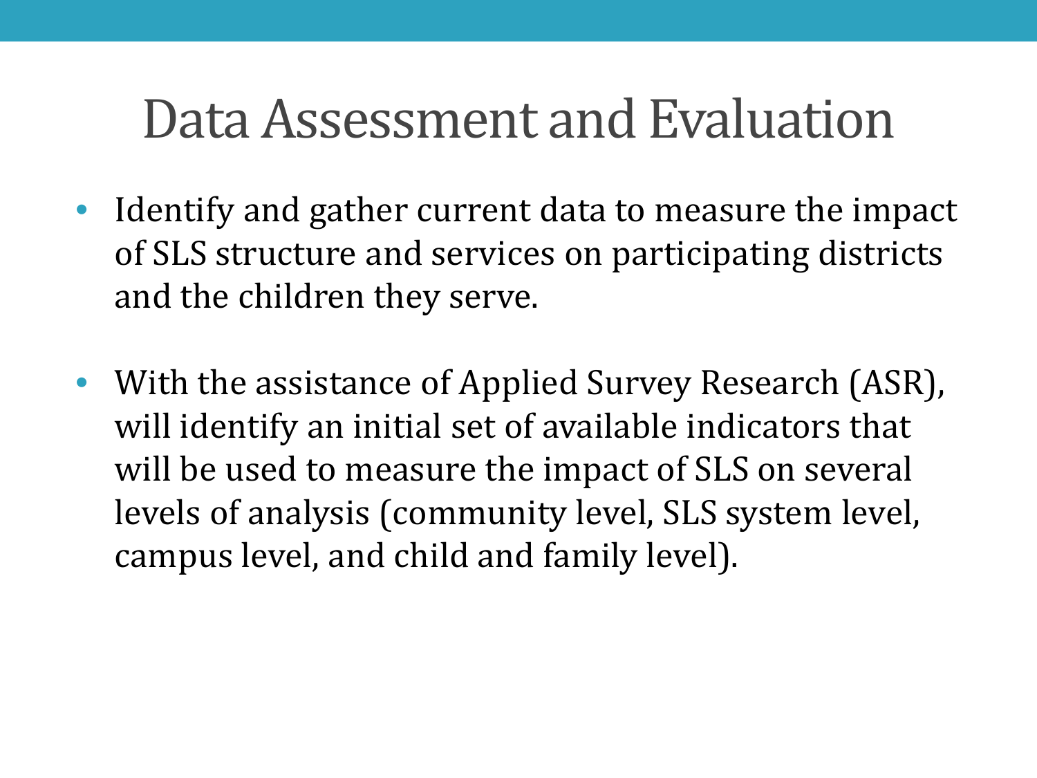# Data Assessment and Evaluation

- Identify and gather current data to measure the impact of SLS structure and services on participating districts and the children they serve.

- With the assistance of Applied Survey Research (ASR), will identify an initial set of available indicators that will be used to measure the impact of SLS on several levels of analysis (community level, SLS system level, campus level, and child and family level).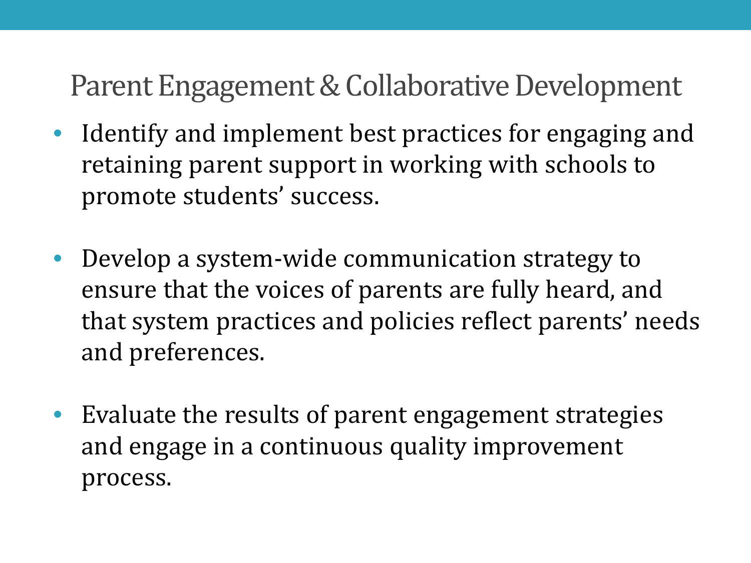## Parent Engagement & Collaborative Development

- Identify and implement best practices for engaging and retaining parent support in working with schools to promote students' success.

- Develop a system-wide communication strategy to ensure that the voices of parents are fully heard, and that system practices and policies reflect parents' needs and preferences.

- Evaluate the results of parent engagement strategies and engage in a continuous quality improvement process.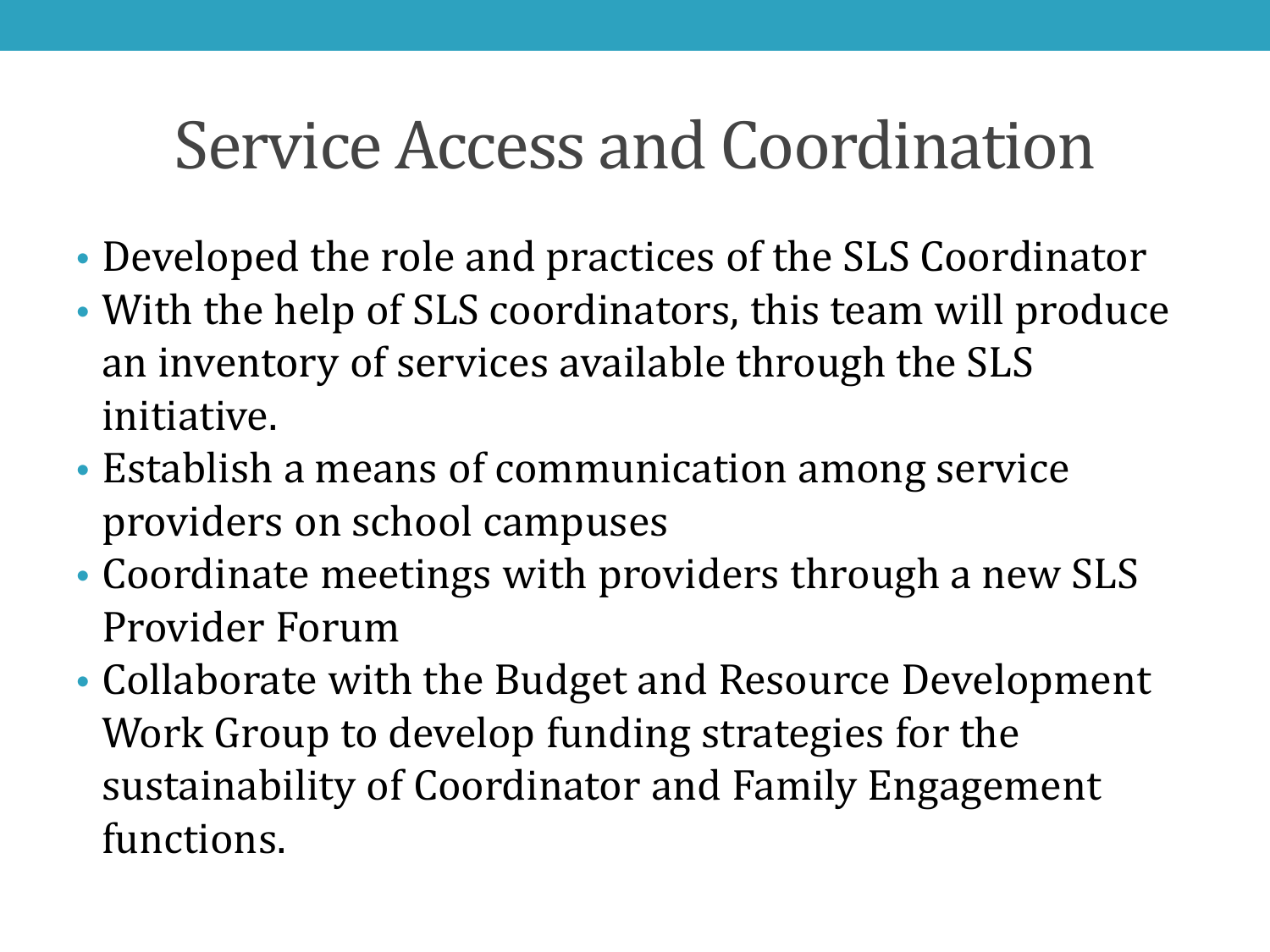# Service Access and Coordination

- Developed the role and practices of the SLS Coordinator
- With the help of SLS coordinators, this team will produce an inventory of services available through the SLS initiative.
- Establish a means of communication among service providers on school campuses
- Coordinate meetings with providers through a new SLS Provider Forum
- Collaborate with the Budget and Resource Development Work Group to develop funding strategies for the sustainability of Coordinator and Family Engagement functions.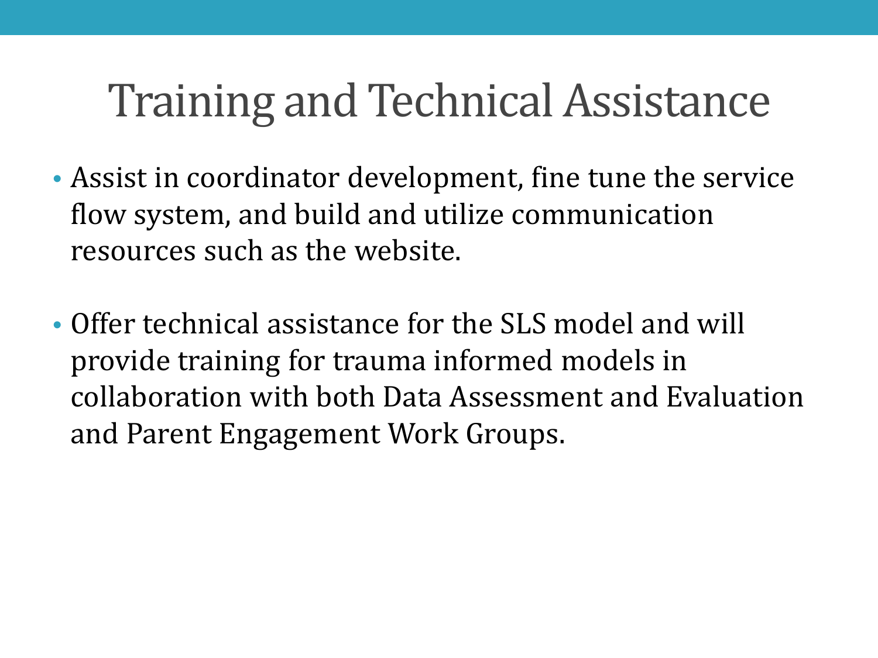# Training and Technical Assistance

- Assist in coordinator development, fine tune the service flow system, and build and utilize communication resources such as the website.

- Offer technical assistance for the SLS model and will provide training for trauma informed models in collaboration with both Data Assessment and Evaluation and Parent Engagement Work Groups.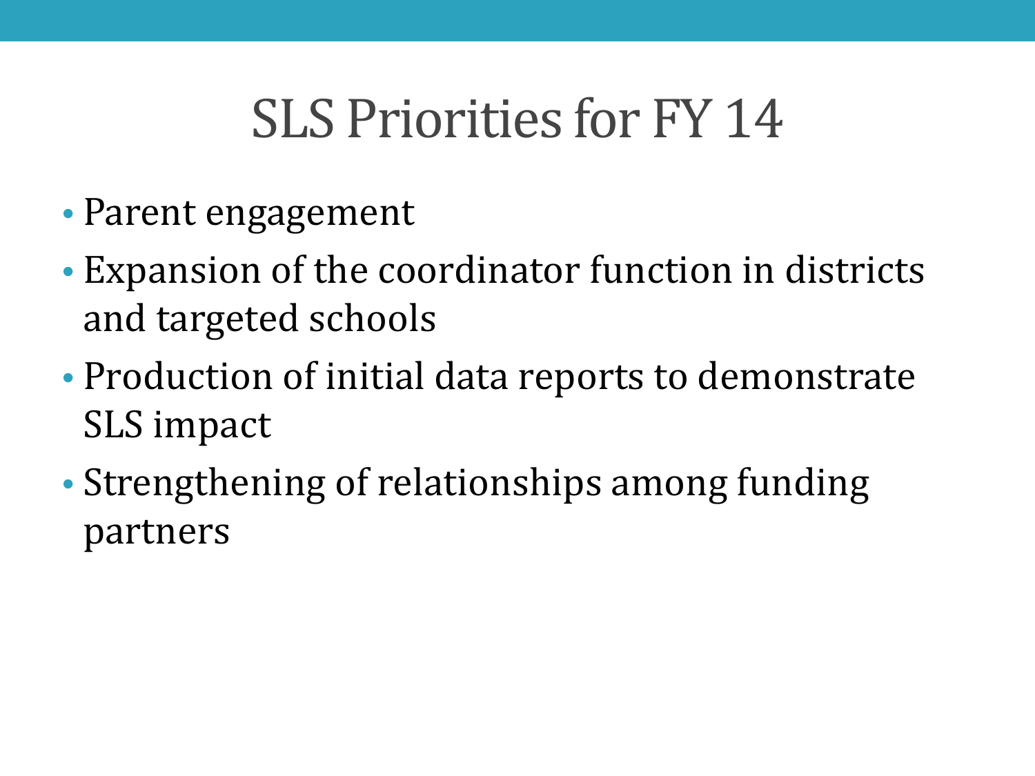# SLS Priorities for FY 14

- Parent engagement
- Expansion of the coordinator function in districts and targeted schools
- Production of initial data reports to demonstrate SLS impact
- Strengthening of relationships among funding partners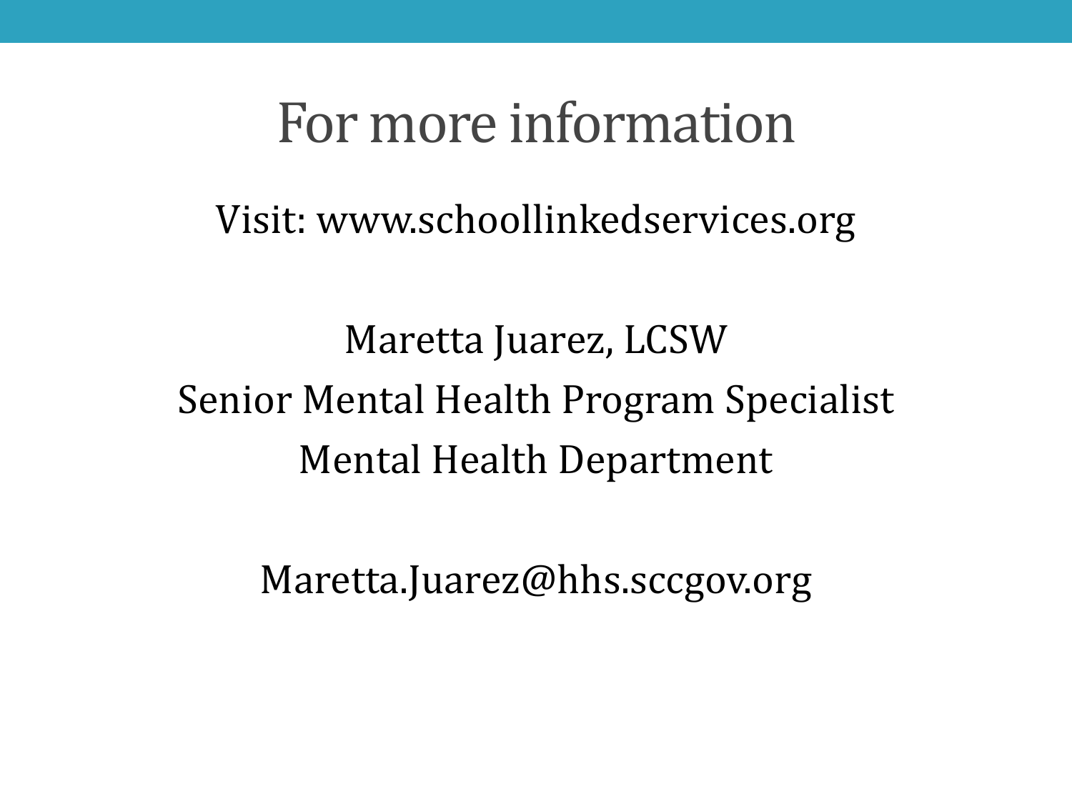# For more information

Visit: www.schoollinkedservices.org

Maretta Juarez, LCSW
Senior Mental Health Program Specialist
Mental Health Department

Maretta.Juarez@hhs.sccgov.org